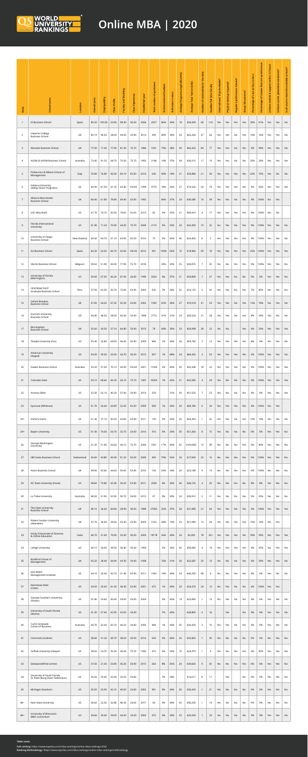# QS World University Rankings

# Online MBA | 2020

| Rank | School name | Location | Overall score | Employability | Class Profile | Faculty and Teaching | Class Experience | Established year | Total number of graduates | % International Students | % Women in class | Average Program Length (Months) | Average Total Tuition (USD) | Number of nationalities in the class | Number full-time faculty | International Trips Available? | Physical meetups required? | Regular synchronous classes? | Group Discussions? | Percentage of course face to face | Percentage of classes that are synchronous | Is there technical support within 12 hours | Is there career placement assistance? | Is all course material available at start? |
|---|---|---|---|---|---|---|---|---|---|---|---|---|---|---|---|---|---|---|---|---|---|---|---|---|
| 1 | IE Business School | Spain | 85.20 | 100.00 | 53.90 | 98.30 | 92.00 | 2006 | 2027 | 86% | 34% | 18 | $54,500 | 69 | 114 | Yes | Yes | Yes | Yes | 20% | 61% | Yes | Yes | No |
| 2 | Imperial College Business School | UK | 82.10 | 96.50 | 58.50 | 94.00 | 53.90 | 2014 | 299 | 80% | 38% | 24 | $45,260 | 47 | 56 | Yes | Yes | Yes | Yes | 10% | 16% | Yes | Yes | No |
| 3 | Warwick Business School | UK | 77.00 | 71.00 | 77.90 | 81.50 | 75.70 | 1986 | 7321 | 79% | 28% | 30 | $42,425 | 84 | 77 | Yes | Yes | No | Yes | 0% | 90% | Yes | Yes | No |
| 4 | AGSM @ UNSW Business School | Australia | 73.40 | 81.20 | 68.70 | 70.50 | 75.70 | 1992 | 2148 | 16% | 37% | 58 | $36,515 | 17 | 10 | Yes | Yes | No | Yes | 20% | 20% | Yes | Yes | Yes |
| 5 | Politecnico di Milano School of Management | Italy | 70.80 | 76.80 | 45.90 | 84.10 | 92.00 | 2014 | 240 | 40% | 18% | 21 | $34,880 | 21 | 36 | Yes | Yes | Yes | Yes | 22% | 70% | Yes | No | No |
| 6 | Indiana University (Kelley Direct Programs) | US | 69.90 | 81.30 | 61.20 | 63.40 | 100.00 | 1999 | 4770 | 18% | 26% | 27 | $74,520 | 20 | 79 | Yes | Yes | Yes | Yes | 5% | 65% | Yes | Yes | Yes |
| 7 | Alliance Manchester Business School | UK | 69.40 | 61.80 | 78.80 | 69.90 | 53.90 | 1992 | | 84% | 37% | 24 | $36,580 | 74 | 39 | Yes | Yes | No | Yes | 0% | 100% | No | Yes | |
| 8 | USC (Marshall) | US | 67.70 | 74.70 | 42.60 | 79.60 | 92.00 | 2015 | 82 | 3% | 32% | 21 | $99,419 | 4 | 17 | Yes | Yes | Yes | Yes | 6% | 100% | Yes | No | |
| 9 | Florida International University | US | 61.90 | 71.20 | 70.90 | 44.30 | 75.70 | 2009 | 2119 | 5% | 53% | 24 | $42,000 | 19 | 22 | No | Yes | No | Yes | 0% | 100% | Yes | Yes | No |
| 10 | University of Otago Business School | New Zealand | 60.50 | 60.70 | 51.10 | 63.90 | 92.00 | 2014 | 73 | 0% | 40% | 36 | $24,000 | 6 | 2 | Yes | Yes | Yes | Yes | 0% | 100% | Yes | Yes | No |
| 11 | EU Business School | Spain | 60.20 | 55.50 | 66.70 | 52.90 | 100.00 | 2012 | 391 | 100% | 56% | 15 | $18,966 | 59 | 18 | Yes | Yes | Yes | Yes | 25% | 100% | Yes | Yes | Yes |
| 12 | Vlerick Business School | Belgium | 59.50 | 51.90 | 43.00 | 77.90 | 75.70 | 2018 | | 35% | 33% | 25 | $40,875 | 7 | 25 | Yes | No | Yes | Yes | 0% | 100% | Yes | Yes | No |
| 13 | University of Florida (Warrington) | US | 59.40 | 67.00 | 46.20 | 67.90 | 34.90 | 1999 | 2204 | 5% | 37% | 21 | $59,808 | 7 | 27 | Yes | Yes | No | No | 0% | 0% | Yes | Yes | No |
| 14 | CENTRUM PUCP Graduate Business School | Peru | 57.90 | 62.30 | 36.70 | 72.80 | 53.90 | 2006 | 543 | 7% | 26% | 22 | $23,123 | 5 | 43 | Yes | Yes | No | Yes | 7% | 45% | Yes | Yes | Yes |
| 15 | Oxford Brookes Business School | UK | 57.40 | 54.20 | 67.20 | 52.30 | 53.90 | 2002 | 1300 | 52% | 45% | 27 | $19,519 | 41 | 23 | Yes | Yes | Yes | Yes | 12% | 70% | No | Yes | No |
| 16 | Durham University Business School | UK | 56.80 | 46.00 | 58.50 | 65.30 | 53.90 | 1998 | 2775 | 51% | 21% | 24 | $28,520 | 21 | 28 | Yes | Yes | No | Yes | 8% | 30% | Yes | No | No |
| 17 | Birmingham Business School | UK | 55.60 | 43.50 | 57.10 | 64.80 | 53.90 | 2015 | 78 | 69% | 38% | 33 | $24,998 | 28 | 22 | No | No | | Yes | 0% | 25% | Yes | Yes | Yes |
| 18 | Temple University (Fox) | US | 55.40 | 52.80 | 69.00 | 46.00 | 53.90 | 2009 | 696 | 1% | 50% | 26 | $59,760 | 2 | 13 | Yes | Yes | Yes | Yes | 8% | 6% | No | Yes | No |
| 19 | American University (Kogod) | US | 54.00 | 58.50 | 53.00 | 44.70 | 92.00 | 2015 | 307 | 1% | 48% | 24 | $84,432 | 2 | 55 | Yes | Yes | Yes | Yes | 0% | 100% | Yes | Yes | No |
| 20 | Deakin Business School | Australia | 53.20 | 37.50 | 70.10 | 45.50 | 100.00 | 2001 | 11000 | 3% | 40% | 30 | $32,508 | 18 | 22 | Yes | Yes | Yes | Yes | 0% | 100% | Yes | Yes | Yes |
| 21 | Colorado State | US | 53.10 | 68.60 | 65.30 | 26.10 | 75.70 | 1967 | 10000 | 1% | 42% | 21 | $42,580 | 4 | 29 | Yes | No | No | Yes | 0% | 100% | Yes | Yes | Yes |
| 22 | Arizona (Eller) | US | 52.50 | 62.10 | 40.20 | 57.40 | 34.90 | 2013 | 259 | | 31% | 30 | $51,525 | 7 | 23 | Yes | No | No | No | 0% | 0% | Yes | Yes | Yes |
| 23 | Syracuse (Whitman) | US | 51.70 | 55.40 | 63.80 | 32.30 | 92.00 | 2009 | 569 | 1% | 30% | 30 | $84,186 | 6 | 24 | Yes | Yes | Yes | Yes | 6% | 100% | Yes | Yes | |
| 24= | Hofstra (Zarb) | US | 51.30 | 37.10 | 50.50 | 63.80 | 53.90 | 2011 | 130 | 0% | 50% | 20 | $64,350 | 1 | 22 | Yes | Yes | No | Yes | 10% | 10% | Yes | Yes | No |
| 24= | Baylor University | US | 51.30 | 74.00 | 54.70 | 32.70 | 24.00 | 2014 | 316 | 0% | 33% | 30 | $51,264 | 8 | 15 | Yes | No | No | No | 0% | 0% | Yes | Yes | No |
| 26 | George Washington University | US | 51.20 | 51.90 | 54.60 | 44.10 | 75.70 | 2004 | 1001 | 17% | 46% | 42 | $104,895 | 13 | 38 | Yes | No | Yes | Yes | 0% | 40% | Yes | Yes | Yes |
| 27 | SBS Swiss Business School | Switzerland | 50.40 | 43.80 | 49.30 | 51.20 | 92.00 | 2009 | 405 | 79% | 52% | 24 | $17,940 | 23 | 15 | No | Yes | Yes | Yes | 0% | 100% | Yes | Yes | Yes |
| 28 | Aston Business School | UK | 49.90 | 43.60 | 44.60 | 59.40 | 53.90 | 2010 | 143 | 53% | 24% | 24 | $23,188 | 9 | 14 | No | No | Yes | Yes | 0% | 100% | No | Yes | No |
| 29 | NC State University (Poole) | US | 48.60 | 70.80 | 42.30 | 36.20 | 53.90 | 2011 | 2538 | 8% | 30% | 36 | $46,155 | 4 | 29 | Yes | Yes | Yes | No | 8% | 8% | Yes | Yes | No |
| 30 | La Trobe University | Australia | 48.30 | 31.90 | 53.50 | 59.70 | 34.90 | 2013 | 57 | 0% | 58% | 24 | $35,910 | 2 | 11 | Yes | No | No | Yes | 5% | 20% | Yes | Yes | No |
| 31 | The Open University Business School | UK | 48.10 | 26.60 | 84.80 | 28.90 | 92.00 | 1989 | 27092 | 26% | 37% | 36 | $21,985 | 21 | 60 | Yes | Yes | Yes | Yes | 0% | 100% | Yes | Yes | Yes |
| 32 | Robert Gordon University (Aberdeen) | UK | 47.70 | 45.60 | 39.60 | 55.40 | 53.90 | 2005 | 1532 | 69% | 19% | 33 | $21,080 | 13 | 26 | No | Yes | Yes | Yes | 10% | 10% | No | Yes | |
| 33 | Amity Directorate of Distance & Online Education | India | 46.70 | 31.60 | 70.90 | 32.40 | 92.00 | 2005 | 18178 | 26% | 40% | 24 | $3,200 | 78 | 241 | Yes | Yes | Yes | Yes | 28% | 50% | Yes | Yes | Yes |
| 34 | Lehigh University | US | 46.10 | 54.00 | 39.50 | 38.40 | 92.00 | 1993 | | 2% | 30% | 36 | $39,960 | 6 | 19 | Yes | Yes | Yes | Yes | 0% | 92% | No | Yes | Yes |
| 35 | Bradford School of Management | UK | 45.20 | 28.40 | 64.90 | 44.30 | 34.90 | 1998 | | 76% | 31% | 36 | $22,687 | 33 | 15 | No | No | No | Yes | 0% | 30% | Yes | Yes | No |
| 36 | Jack Welch Management Institute | US | 44.10 | 20.40 | 92.70 | 21.40 | 53.90 | 2011 | 1942 | 14% | 46% | 24 | $46,200 | 68 | 8 | No | No | Yes | Yes | 0% | 0% | Yes | No | No |
| 37 | Kennesaw State (Coles) | US | 43.50 | 20.40 | 61.50 | 46.30 | 53.90 | 2015 | 473 | 1% | 49% | 20 | $24,370 | 24 | 12 | No | Yes | No | No | 0% | 100% | Yes | Yes | |
| 38 | Georgia Southern University (Parker) | US | 41.80 | 20.60 | 50.60 | 54.90 | 24.00 | 2008 | | 0% | 45% | 19 | $23,690 | 1 | 15 | No | Yes | No | No | 0% | 0% | Yes | Yes | No |
| 39 | University of South Florida (Muma) | US | 41.20 | 27.40 | 42.90 | 52.50 | 34.90 | | | 7% | 43% | | $28,800 | 4 | 16 | | Yes | | No | 0% | 0% | Yes | Yes | No |
| 40 | Curtin Graduate School of Business | Australia | 40.70 | 32.40 | 50.70 | 40.20 | 34.90 | 2004 | 384 | 1% | 44% | 35 | $30,429 | 3 | 16 | Yes | Yes | No | Yes | 0% | 5% | Yes | Yes | No |
| 41 | Cincinnati (Lindner) | US | 38.60 | 31.20 | 49.70 | 38.20 | 20.00 | 2014 | 543 | 0% | 46% | 24 | $33,820 | 1 | 35 | Yes | No | No | No | 0% | 0% | No | Yes | No |
| 42 | Suffolk University (Sawyer) | US | 38.50 | 24.70 | 39.30 | 44.40 | 75.70 | 1999 | 410 | 0% | 58% | 19 | $24,370 | 1 | 4 | Yes | No | Yes | Yes | 0% | 50% | Yes | Yes | Yes |
| 43 | Delaware(Alfred Lerner) | US | 37.00 | 21.30 | 53.80 | 36.30 | 34.90 | 2013 | 264 | 8% | 45% | 24 | $39,600 | 9 | 30 | No | No | No | Yes | 0% | 0% | Yes | Yes | No |
| 44 | University of South Florida St. Petersburg (Kate Tiedemann) | US | 35.50 | 20.40 | 52.90 | 33.50 | 34.90 | | | 7% | 58% | | $16,617 | 8 | 17 | | Yes | | No | 0% | 0% | Yes | Yes | No |
| 45 | Michigan-Dearborn | US | 35.30 | 25.00 | 42.10 | 40.00 | 24.00 | 2002 | 381 | 0% | 40% | 30 | $36,420 | 1 | 21 | Yes | No | No | No | 0% | 0% | Yes | Yes | No |
| 46= | Kent State University | US | 34.60 | 22.30 | 32.80 | 49.30 | 24.00 | 2017 | 34 | 0% | 44% | 30 | $30,240 | 1 | 14 | Yes | No | No | No | 0% | 0% | Yes | Yes | No |
| 46= | University of Wisconsin MBA Consortium | US | 34.60 | 20.40 | 39.00 | 44.50 | 24.00 | 2003 | 575 | 0% | 29% | 32 | $23,250 | 1 | 33 | No | No | No | No | 0% | 0% | Yes | Yes | No |

**Table notes**

**Full ranking:** https://www.topmba.com/mba-rankings/online-mba-rankings/2020

**Ranking Methodology:** https://www.topmba.com/mba-rankings/online-mba-rankings/methodology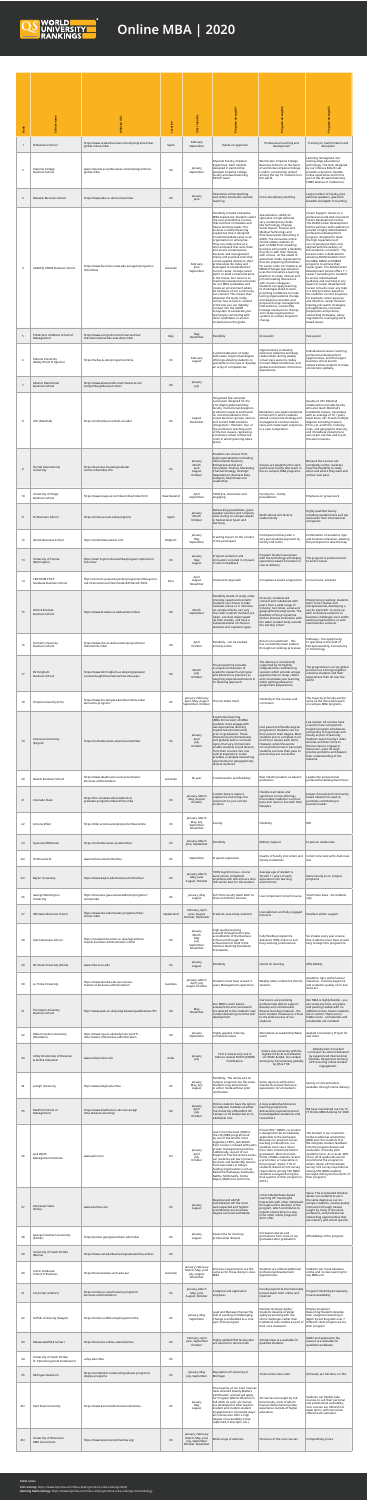# Online MBA | 2020